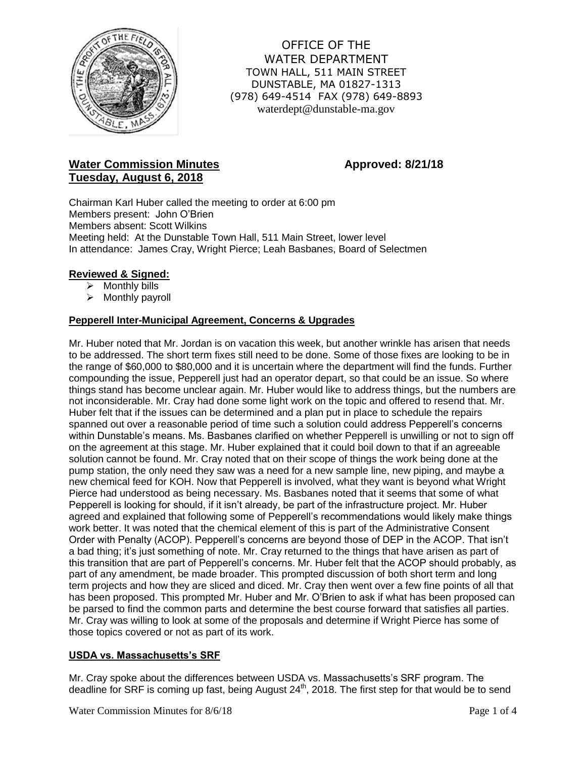OFFICE OF THE
WATER DEPARTMENT
TOWN HALL, 511 MAIN STREET
DUNSTABLE, MA 01827-1313
(978) 649-4514 FAX (978) 649-8893
waterdept@dunstable-ma.gov

**Water Commission Minutes** **Approved: 8/21/18**
**Tuesday, August 6, 2018**

Chairman Karl Huber called the meeting to order at 6:00 pm
Members present: John O'Brien
Members absent: Scott Wilkins
Meeting held: At the Dunstable Town Hall, 511 Main Street, lower level
In attendance: James Cray, Wright Pierce; Leah Basbanes, Board of Selectmen

## Reviewed & Signed:

- Monthly bills
- Monthly payroll

## Pepperell Inter-Municipal Agreement, Concerns & Upgrades

Mr. Huber noted that Mr. Jordan is on vacation this week, but another wrinkle has arisen that needs to be addressed. The short term fixes still need to be done. Some of those fixes are looking to be in the range of $60,000 to $80,000 and it is uncertain where the department will find the funds. Further compounding the issue, Pepperell just had an operator depart, so that could be an issue. So where things stand has become unclear again. Mr. Huber would like to address things, but the numbers are not inconsiderable. Mr. Cray had done some light work on the topic and offered to resend that. Mr. Huber felt that if the issues can be determined and a plan put in place to schedule the repairs spanned out over a reasonable period of time such a solution could address Pepperell's concerns within Dunstable's means. Ms. Basbanes clarified on whether Pepperell is unwilling or not to sign off on the agreement at this stage. Mr. Huber explained that it could boil down to that if an agreeable solution cannot be found. Mr. Cray noted that on their scope of things the work being done at the pump station, the only need they saw was a need for a new sample line, new piping, and maybe a new chemical feed for KOH. Now that Pepperell is involved, what they want is beyond what Wright Pierce had understood as being necessary. Ms. Basbanes noted that it seems that some of what Pepperell is looking for should, if it isn't already, be part of the infrastructure project. Mr. Huber agreed and explained that following some of Pepperell's recommendations would likely make things work better. It was noted that the chemical element of this is part of the Administrative Consent Order with Penalty (ACOP). Pepperell's concerns are beyond those of DEP in the ACOP. That isn't a bad thing; it's just something of note. Mr. Cray returned to the things that have arisen as part of this transition that are part of Pepperell's concerns. Mr. Huber felt that the ACOP should probably, as part of any amendment, be made broader. This prompted discussion of both short term and long term projects and how they are sliced and diced. Mr. Cray then went over a few fine points of all that has been proposed. This prompted Mr. Huber and Mr. O'Brien to ask if what has been proposed can be parsed to find the common parts and determine the best course forward that satisfies all parties. Mr. Cray was willing to look at some of the proposals and determine if Wright Pierce has some of those topics covered or not as part of its work.

## USDA vs. Massachusetts's SRF

Mr. Cray spoke about the differences between USDA vs. Massachusetts's SRF program. The deadline for SRF is coming up fast, being August 24th, 2018. The first step for that would be to send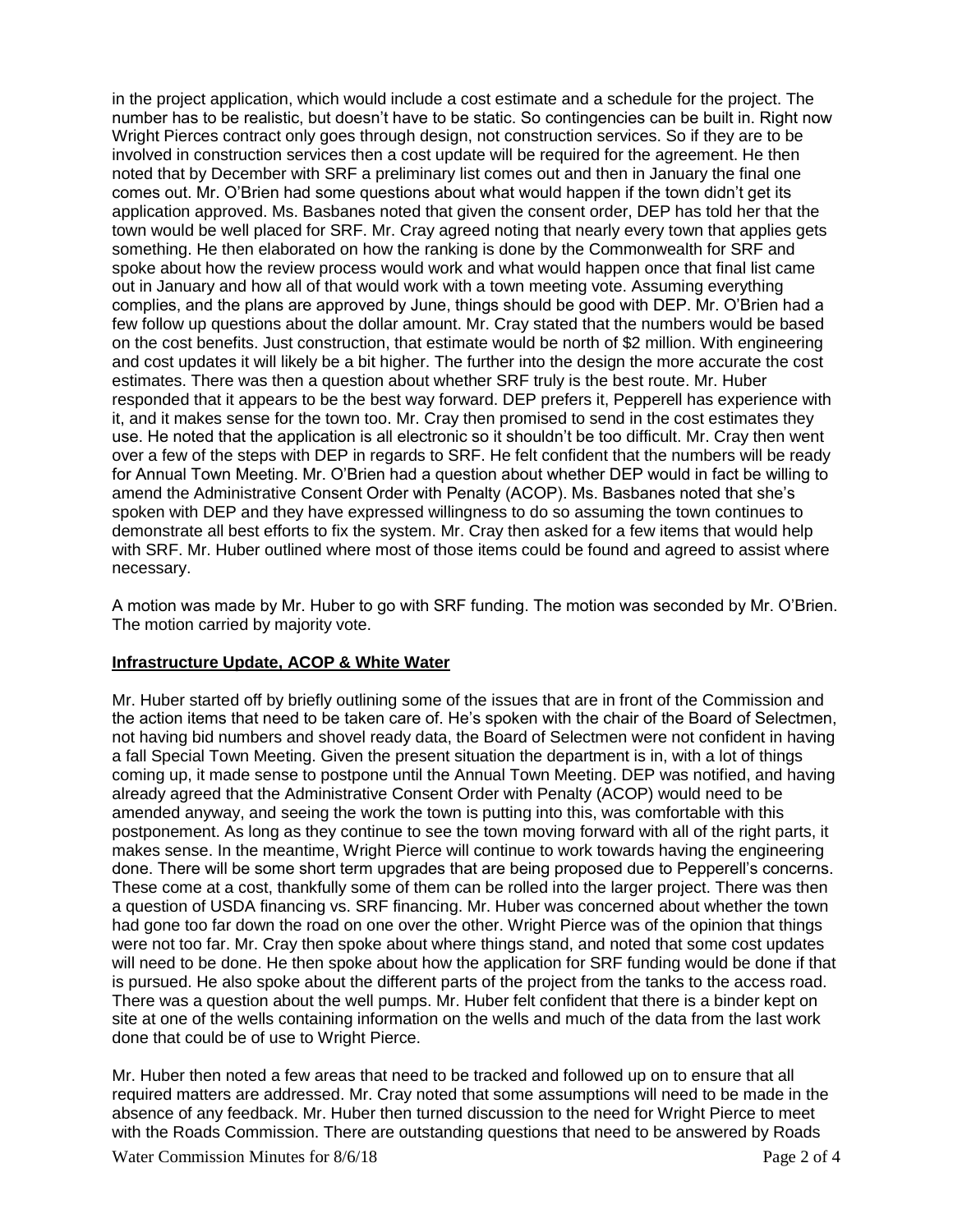in the project application, which would include a cost estimate and a schedule for the project. The number has to be realistic, but doesn't have to be static. So contingencies can be built in. Right now Wright Pierces contract only goes through design, not construction services. So if they are to be involved in construction services then a cost update will be required for the agreement. He then noted that by December with SRF a preliminary list comes out and then in January the final one comes out. Mr. O'Brien had some questions about what would happen if the town didn't get its application approved. Ms. Basbanes noted that given the consent order, DEP has told her that the town would be well placed for SRF. Mr. Cray agreed noting that nearly every town that applies gets something. He then elaborated on how the ranking is done by the Commonwealth for SRF and spoke about how the review process would work and what would happen once that final list came out in January and how all of that would work with a town meeting vote. Assuming everything complies, and the plans are approved by June, things should be good with DEP. Mr. O'Brien had a few follow up questions about the dollar amount. Mr. Cray stated that the numbers would be based on the cost benefits. Just construction, that estimate would be north of $2 million. With engineering and cost updates it will likely be a bit higher. The further into the design the more accurate the cost estimates. There was then a question about whether SRF truly is the best route. Mr. Huber responded that it appears to be the best way forward. DEP prefers it, Pepperell has experience with it, and it makes sense for the town too. Mr. Cray then promised to send in the cost estimates they use. He noted that the application is all electronic so it shouldn't be too difficult. Mr. Cray then went over a few of the steps with DEP in regards to SRF. He felt confident that the numbers will be ready for Annual Town Meeting. Mr. O'Brien had a question about whether DEP would in fact be willing to amend the Administrative Consent Order with Penalty (ACOP). Ms. Basbanes noted that she's spoken with DEP and they have expressed willingness to do so assuming the town continues to demonstrate all best efforts to fix the system. Mr. Cray then asked for a few items that would help with SRF. Mr. Huber outlined where most of those items could be found and agreed to assist where necessary.

A motion was made by Mr. Huber to go with SRF funding. The motion was seconded by Mr. O'Brien. The motion carried by majority vote.

**Infrastructure Update, ACOP & White Water**

Mr. Huber started off by briefly outlining some of the issues that are in front of the Commission and the action items that need to be taken care of. He's spoken with the chair of the Board of Selectmen, not having bid numbers and shovel ready data, the Board of Selectmen were not confident in having a fall Special Town Meeting. Given the present situation the department is in, with a lot of things coming up, it made sense to postpone until the Annual Town Meeting. DEP was notified, and having already agreed that the Administrative Consent Order with Penalty (ACOP) would need to be amended anyway, and seeing the work the town is putting into this, was comfortable with this postponement. As long as they continue to see the town moving forward with all of the right parts, it makes sense. In the meantime, Wright Pierce will continue to work towards having the engineering done. There will be some short term upgrades that are being proposed due to Pepperell's concerns. These come at a cost, thankfully some of them can be rolled into the larger project. There was then a question of USDA financing vs. SRF financing. Mr. Huber was concerned about whether the town had gone too far down the road on one over the other. Wright Pierce was of the opinion that things were not too far. Mr. Cray then spoke about where things stand, and noted that some cost updates will need to be done. He then spoke about how the application for SRF funding would be done if that is pursued. He also spoke about the different parts of the project from the tanks to the access road. There was a question about the well pumps. Mr. Huber felt confident that there is a binder kept on site at one of the wells containing information on the wells and much of the data from the last work done that could be of use to Wright Pierce.

Mr. Huber then noted a few areas that need to be tracked and followed up on to ensure that all required matters are addressed. Mr. Cray noted that some assumptions will need to be made in the absence of any feedback. Mr. Huber then turned discussion to the need for Wright Pierce to meet with the Roads Commission. There are outstanding questions that need to be answered by Roads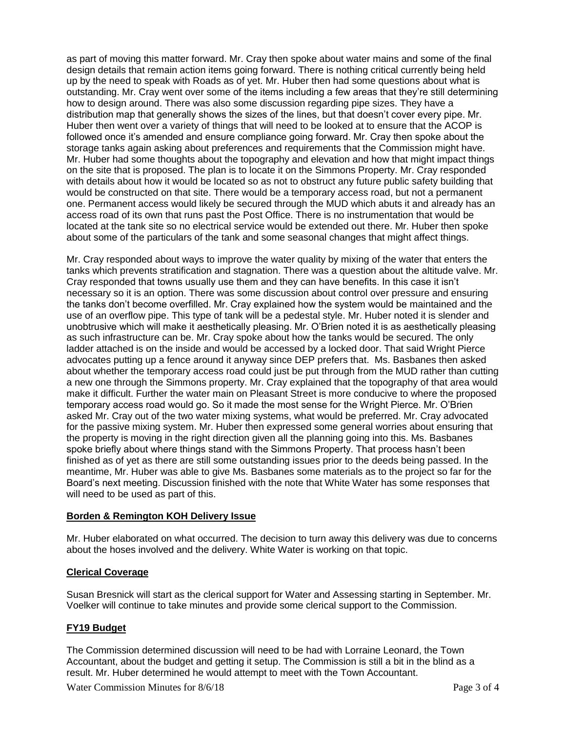as part of moving this matter forward. Mr. Cray then spoke about water mains and some of the final design details that remain action items going forward. There is nothing critical currently being held up by the need to speak with Roads as of yet. Mr. Huber then had some questions about what is outstanding. Mr. Cray went over some of the items including a few areas that they're still determining how to design around. There was also some discussion regarding pipe sizes. They have a distribution map that generally shows the sizes of the lines, but that doesn't cover every pipe. Mr. Huber then went over a variety of things that will need to be looked at to ensure that the ACOP is followed once it's amended and ensure compliance going forward. Mr. Cray then spoke about the storage tanks again asking about preferences and requirements that the Commission might have. Mr. Huber had some thoughts about the topography and elevation and how that might impact things on the site that is proposed. The plan is to locate it on the Simmons Property. Mr. Cray responded with details about how it would be located so as not to obstruct any future public safety building that would be constructed on that site. There would be a temporary access road, but not a permanent one. Permanent access would likely be secured through the MUD which abuts it and already has an access road of its own that runs past the Post Office. There is no instrumentation that would be located at the tank site so no electrical service would be extended out there. Mr. Huber then spoke about some of the particulars of the tank and some seasonal changes that might affect things.

Mr. Cray responded about ways to improve the water quality by mixing of the water that enters the tanks which prevents stratification and stagnation. There was a question about the altitude valve. Mr. Cray responded that towns usually use them and they can have benefits. In this case it isn't necessary so it is an option. There was some discussion about control over pressure and ensuring the tanks don't become overfilled. Mr. Cray explained how the system would be maintained and the use of an overflow pipe. This type of tank will be a pedestal style. Mr. Huber noted it is slender and unobtrusive which will make it aesthetically pleasing. Mr. O'Brien noted it is as aesthetically pleasing as such infrastructure can be. Mr. Cray spoke about how the tanks would be secured. The only ladder attached is on the inside and would be accessed by a locked door. That said Wright Pierce advocates putting up a fence around it anyway since DEP prefers that. Ms. Basbanes then asked about whether the temporary access road could just be put through from the MUD rather than cutting a new one through the Simmons property. Mr. Cray explained that the topography of that area would make it difficult. Further the water main on Pleasant Street is more conducive to where the proposed temporary access road would go. So it made the most sense for the Wright Pierce. Mr. O'Brien asked Mr. Cray out of the two water mixing systems, what would be preferred. Mr. Cray advocated for the passive mixing system. Mr. Huber then expressed some general worries about ensuring that the property is moving in the right direction given all the planning going into this. Ms. Basbanes spoke briefly about where things stand with the Simmons Property. That process hasn't been finished as of yet as there are still some outstanding issues prior to the deeds being passed. In the meantime, Mr. Huber was able to give Ms. Basbanes some materials as to the project so far for the Board's next meeting. Discussion finished with the note that White Water has some responses that will need to be used as part of this.

**Borden & Remington KOH Delivery Issue**

Mr. Huber elaborated on what occurred. The decision to turn away this delivery was due to concerns about the hoses involved and the delivery. White Water is working on that topic.

**Clerical Coverage**

Susan Bresnick will start as the clerical support for Water and Assessing starting in September. Mr. Voelker will continue to take minutes and provide some clerical support to the Commission.

**FY19 Budget**

The Commission determined discussion will need to be had with Lorraine Leonard, the Town Accountant, about the budget and getting it setup. The Commission is still a bit in the blind as a result. Mr. Huber determined he would attempt to meet with the Town Accountant.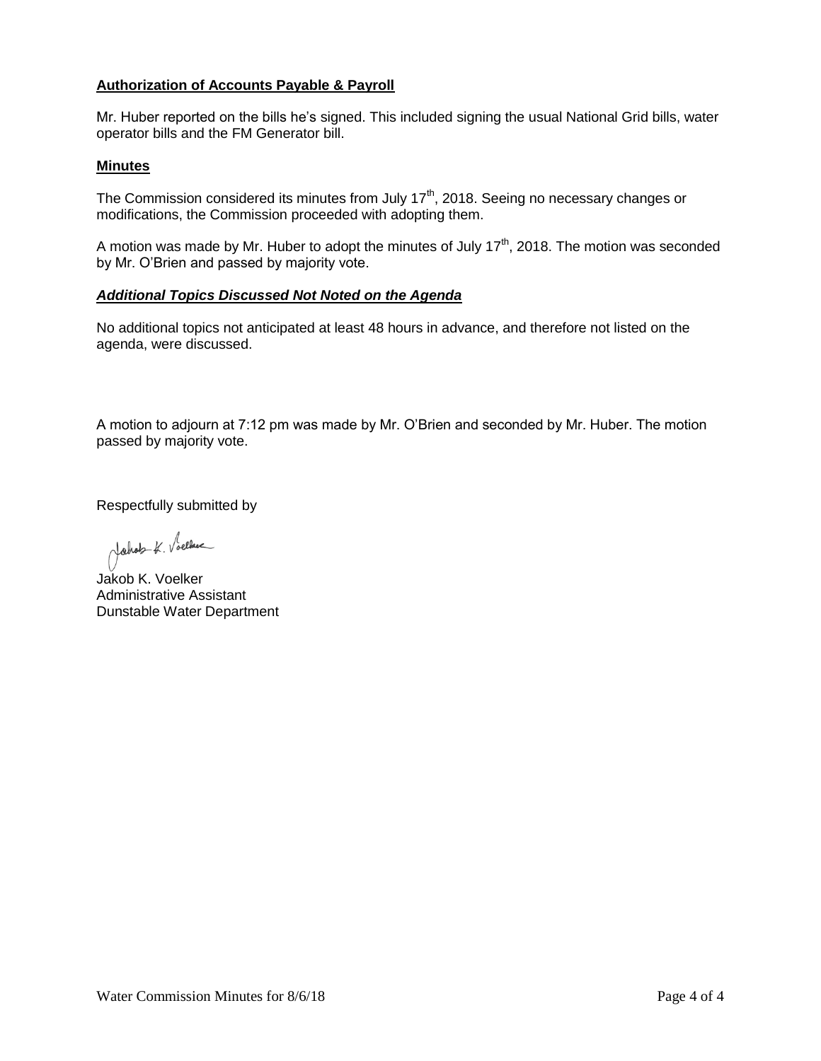**Authorization of Accounts Payable & Payroll**

Mr. Huber reported on the bills he's signed. This included signing the usual National Grid bills, water operator bills and the FM Generator bill.

**Minutes**

The Commission considered its minutes from July 17th, 2018. Seeing no necessary changes or modifications, the Commission proceeded with adopting them.

A motion was made by Mr. Huber to adopt the minutes of July 17th, 2018. The motion was seconded by Mr. O'Brien and passed by majority vote.

***Additional Topics Discussed Not Noted on the Agenda***

No additional topics not anticipated at least 48 hours in advance, and therefore not listed on the agenda, were discussed.

A motion to adjourn at 7:12 pm was made by Mr. O'Brien and seconded by Mr. Huber. The motion passed by majority vote.

Respectfully submitted by

Jakob K. Voelker
Administrative Assistant
Dunstable Water Department